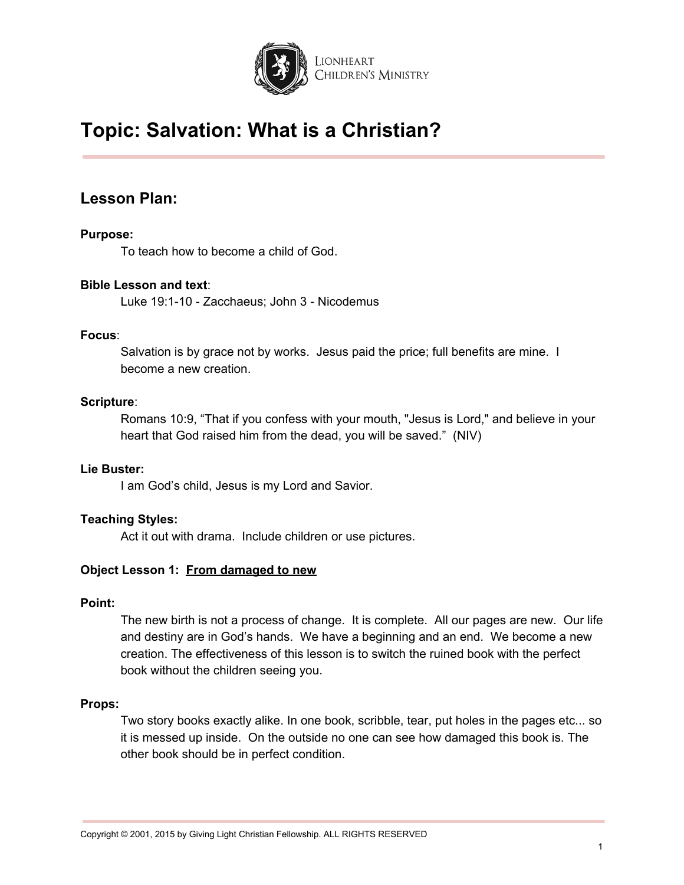LIONHEART CHILDREN'S MINISTRY

# Topic: Salvation: What is a Christian?

## Lesson Plan:

**Purpose:**

To teach how to become a child of God.

**Bible Lesson and text**:

Luke 19:1-10 - Zacchaeus; John 3 - Nicodemus

**Focus**:

Salvation is by grace not by works. Jesus paid the price; full benefits are mine. I become a new creation.

**Scripture**:

Romans 10:9, "That if you confess with your mouth, "Jesus is Lord," and believe in your heart that God raised him from the dead, you will be saved." (NIV)

**Lie Buster:**

I am God's child, Jesus is my Lord and Savior.

**Teaching Styles:**

Act it out with drama. Include children or use pictures.

**Object Lesson 1: From damaged to new**

**Point:**

The new birth is not a process of change. It is complete. All our pages are new. Our life and destiny are in God's hands. We have a beginning and an end. We become a new creation. The effectiveness of this lesson is to switch the ruined book with the perfect book without the children seeing you.

**Props:**

Two story books exactly alike. In one book, scribble, tear, put holes in the pages etc... so it is messed up inside. On the outside no one can see how damaged this book is. The other book should be in perfect condition.

Copyright © 2001, 2015 by Giving Light Christian Fellowship. ALL RIGHTS RESERVED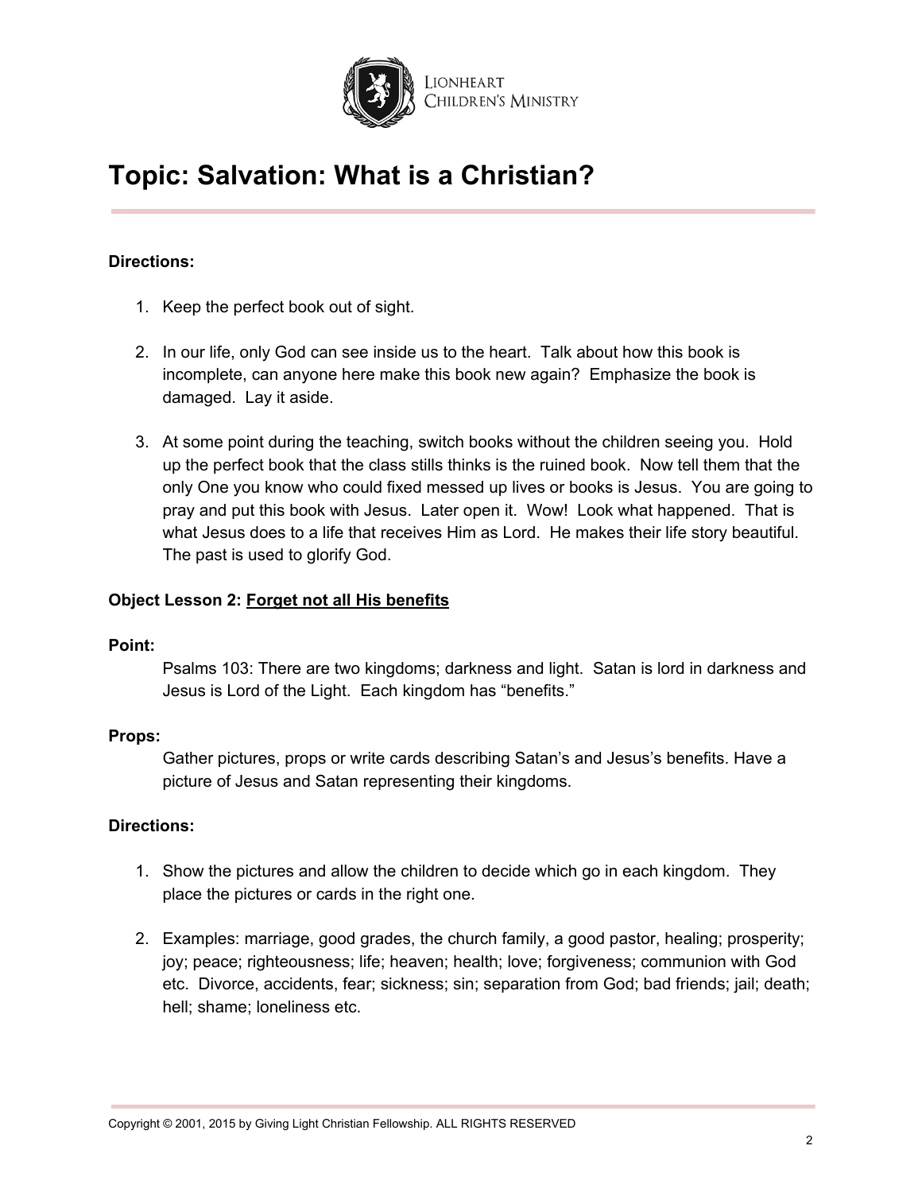# Topic: Salvation: What is a Christian?

**Directions:**

1. Keep the perfect book out of sight.

2. In our life, only God can see inside us to the heart. Talk about how this book is incomplete, can anyone here make this book new again? Emphasize the book is damaged. Lay it aside.

3. At some point during the teaching, switch books without the children seeing you. Hold up the perfect book that the class stills thinks is the ruined book. Now tell them that the only One you know who could fixed messed up lives or books is Jesus. You are going to pray and put this book with Jesus. Later open it. Wow! Look what happened. That is what Jesus does to a life that receives Him as Lord. He makes their life story beautiful. The past is used to glorify God.

**Object Lesson 2:** **<u>Forget not all His benefits</u>**

**Point:**

Psalms 103: There are two kingdoms; darkness and light. Satan is lord in darkness and Jesus is Lord of the Light. Each kingdom has "benefits."

**Props:**

Gather pictures, props or write cards describing Satan's and Jesus's benefits. Have a picture of Jesus and Satan representing their kingdoms.

**Directions:**

1. Show the pictures and allow the children to decide which go in each kingdom. They place the pictures or cards in the right one.

2. Examples: marriage, good grades, the church family, a good pastor, healing; prosperity; joy; peace; righteousness; life; heaven; health; love; forgiveness; communion with God etc. Divorce, accidents, fear; sickness; sin; separation from God; bad friends; jail; death; hell; shame; loneliness etc.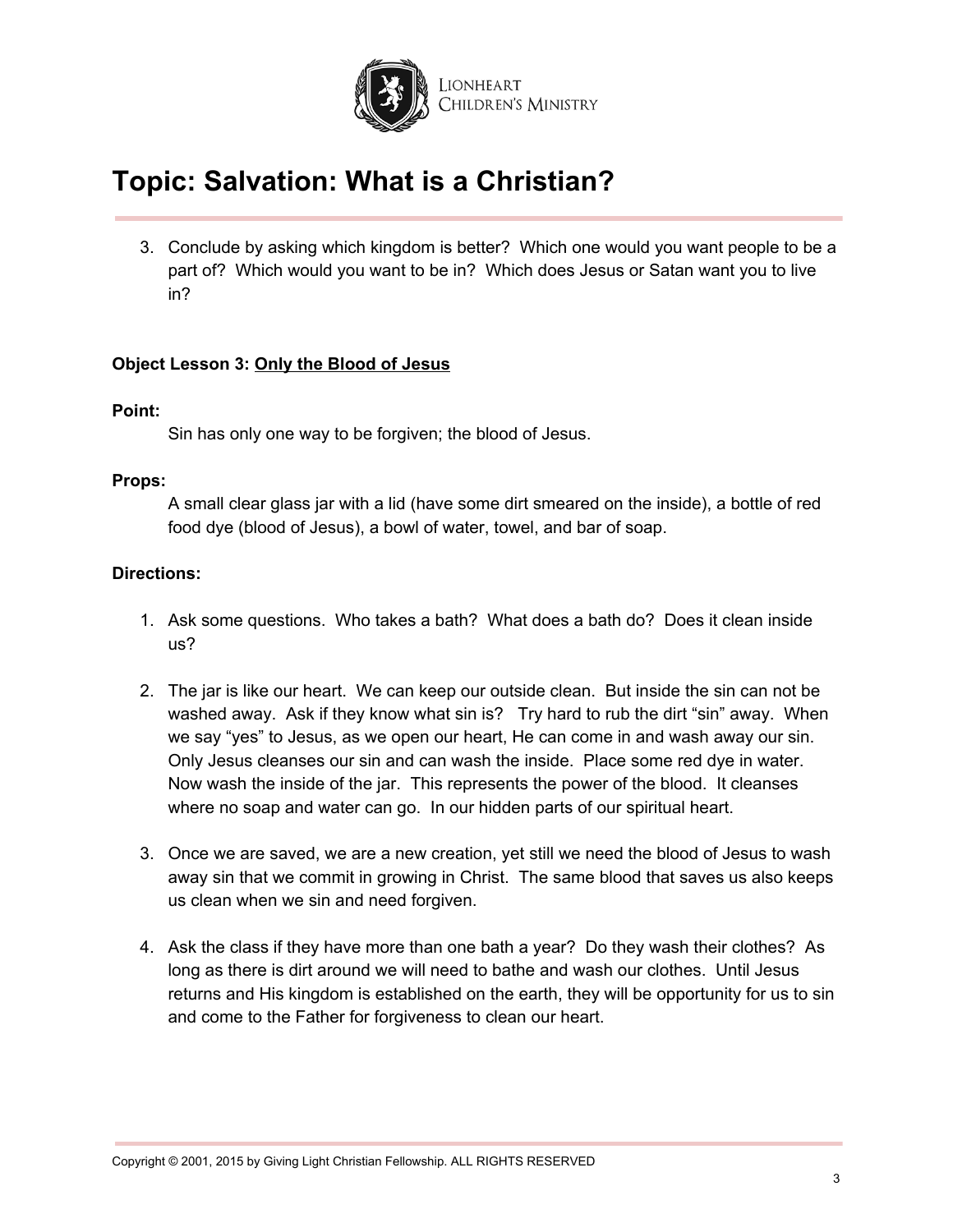3. Conclude by asking which kingdom is better? Which one would you want people to be a part of? Which would you want to be in? Which does Jesus or Satan want you to live in?

**Object Lesson 3: <u>Only the Blood of Jesus</u>**

**Point:**

Sin has only one way to be forgiven; the blood of Jesus.

**Props:**

A small clear glass jar with a lid (have some dirt smeared on the inside), a bottle of red food dye (blood of Jesus), a bowl of water, towel, and bar of soap.

**Directions:**

1. Ask some questions. Who takes a bath? What does a bath do? Does it clean inside us?

2. The jar is like our heart. We can keep our outside clean. But inside the sin can not be washed away. Ask if they know what sin is? Try hard to rub the dirt "sin" away. When we say "yes" to Jesus, as we open our heart, He can come in and wash away our sin. Only Jesus cleanses our sin and can wash the inside. Place some red dye in water. Now wash the inside of the jar. This represents the power of the blood. It cleanses where no soap and water can go. In our hidden parts of our spiritual heart.

3. Once we are saved, we are a new creation, yet still we need the blood of Jesus to wash away sin that we commit in growing in Christ. The same blood that saves us also keeps us clean when we sin and need forgiven.

4. Ask the class if they have more than one bath a year? Do they wash their clothes? As long as there is dirt around we will need to bathe and wash our clothes. Until Jesus returns and His kingdom is established on the earth, they will be opportunity for us to sin and come to the Father for forgiveness to clean our heart.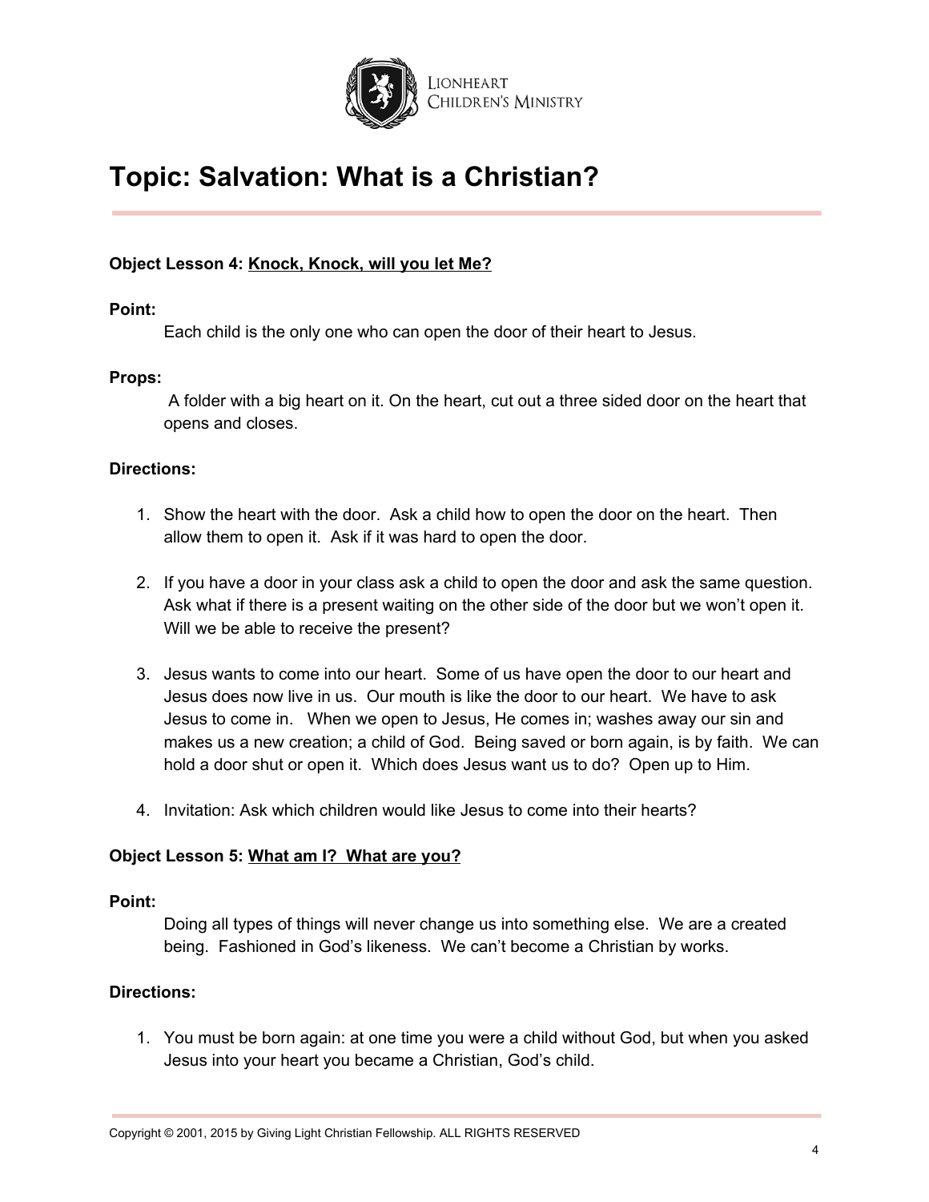# Topic: Salvation: What is a Christian?

**Object Lesson 4: <u>Knock, Knock, will you let Me?</u>**

**Point:**

Each child is the only one who can open the door of their heart to Jesus.

**Props:**

A folder with a big heart on it. On the heart, cut out a three sided door on the heart that opens and closes.

**Directions:**

1. Show the heart with the door. Ask a child how to open the door on the heart. Then allow them to open it. Ask if it was hard to open the door.

2. If you have a door in your class ask a child to open the door and ask the same question. Ask what if there is a present waiting on the other side of the door but we won't open it. Will we be able to receive the present?

3. Jesus wants to come into our heart. Some of us have open the door to our heart and Jesus does now live in us. Our mouth is like the door to our heart. We have to ask Jesus to come in. When we open to Jesus, He comes in; washes away our sin and makes us a new creation; a child of God. Being saved or born again, is by faith. We can hold a door shut or open it. Which does Jesus want us to do? Open up to Him.

4. Invitation: Ask which children would like Jesus to come into their hearts?

**Object Lesson 5: <u>What am I? What are you?</u>**

**Point:**

Doing all types of things will never change us into something else. We are a created being. Fashioned in God's likeness. We can't become a Christian by works.

**Directions:**

1. You must be born again: at one time you were a child without God, but when you asked Jesus into your heart you became a Christian, God's child.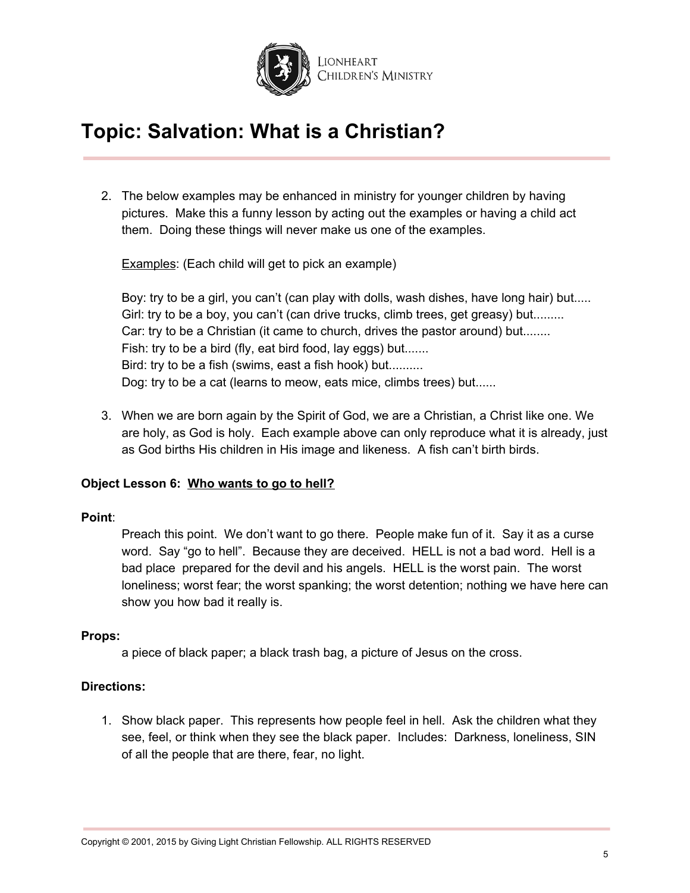# Topic: Salvation: What is a Christian?

2. The below examples may be enhanced in ministry for younger children by having pictures. Make this a funny lesson by acting out the examples or having a child act them. Doing these things will never make us one of the examples.

   <u>Examples</u>: (Each child will get to pick an example)

   Boy: try to be a girl, you can't (can play with dolls, wash dishes, have long hair) but.....
   Girl: try to be a boy, you can't (can drive trucks, climb trees, get greasy) but.........
   Car: try to be a Christian (it came to church, drives the pastor around) but........
   Fish: try to be a bird (fly, eat bird food, lay eggs) but.......
   Bird: try to be a fish (swims, east a fish hook) but..........
   Dog: try to be a cat (learns to meow, eats mice, climbs trees) but......

3. When we are born again by the Spirit of God, we are a Christian, a Christ like one. We are holy, as God is holy. Each example above can only reproduce what it is already, just as God births His children in His image and likeness. A fish can't birth birds.

**Object Lesson 6: <u>Who wants to go to hell?</u>**

**Point**:

Preach this point. We don't want to go there. People make fun of it. Say it as a curse word. Say "go to hell". Because they are deceived. HELL is not a bad word. Hell is a bad place prepared for the devil and his angels. HELL is the worst pain. The worst loneliness; worst fear; the worst spanking; the worst detention; nothing we have here can show you how bad it really is.

**Props:**

a piece of black paper; a black trash bag, a picture of Jesus on the cross.

**Directions:**

1. Show black paper. This represents how people feel in hell. Ask the children what they see, feel, or think when they see the black paper. Includes: Darkness, loneliness, SIN of all the people that are there, fear, no light.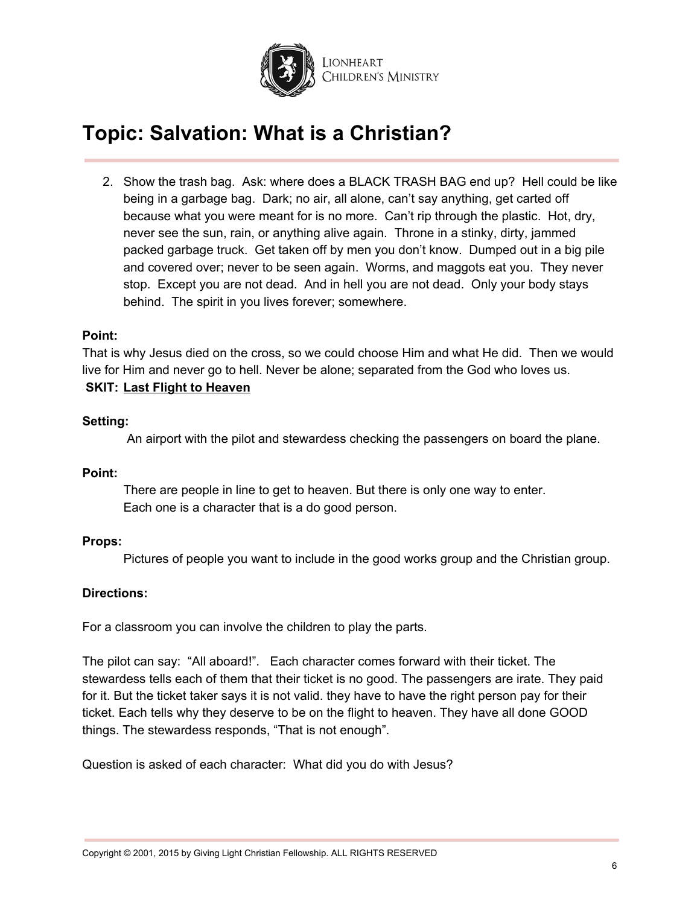# Topic: Salvation: What is a Christian?

2. Show the trash bag. Ask: where does a BLACK TRASH BAG end up? Hell could be like being in a garbage bag. Dark; no air, all alone, can't say anything, get carted off because what you were meant for is no more. Can't rip through the plastic. Hot, dry, never see the sun, rain, or anything alive again. Throne in a stinky, dirty, jammed packed garbage truck. Get taken off by men you don't know. Dumped out in a big pile and covered over; never to be seen again. Worms, and maggots eat you. They never stop. Except you are not dead. And in hell you are not dead. Only your body stays behind. The spirit in you lives forever; somewhere.

**Point:**

That is why Jesus died on the cross, so we could choose Him and what He did. Then we would live for Him and never go to hell. Never be alone; separated from the God who loves us.

**SKIT: <u>Last Flight to Heaven</u>**

**Setting:**

An airport with the pilot and stewardess checking the passengers on board the plane.

**Point:**

There are people in line to get to heaven. But there is only one way to enter.
Each one is a character that is a do good person.

**Props:**

Pictures of people you want to include in the good works group and the Christian group.

**Directions:**

For a classroom you can involve the children to play the parts.

The pilot can say: "All aboard!". Each character comes forward with their ticket. The stewardess tells each of them that their ticket is no good. The passengers are irate. They paid for it. But the ticket taker says it is not valid. they have to have the right person pay for their ticket. Each tells why they deserve to be on the flight to heaven. They have all done GOOD things. The stewardess responds, "That is not enough".

Question is asked of each character: What did you do with Jesus?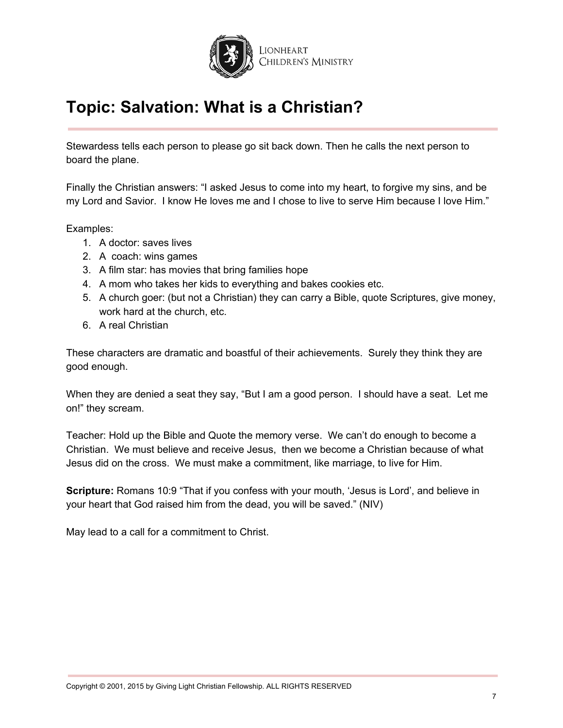# Topic: Salvation: What is a Christian?

Stewardess tells each person to please go sit back down. Then he calls the next person to board the plane.

Finally the Christian answers: "I asked Jesus to come into my heart, to forgive my sins, and be my Lord and Savior. I know He loves me and I chose to live to serve Him because I love Him."

Examples:

1. A doctor: saves lives
2. A coach: wins games
3. A film star: has movies that bring families hope
4. A mom who takes her kids to everything and bakes cookies etc.
5. A church goer: (but not a Christian) they can carry a Bible, quote Scriptures, give money, work hard at the church, etc.
6. A real Christian

These characters are dramatic and boastful of their achievements. Surely they think they are good enough.

When they are denied a seat they say, "But I am a good person. I should have a seat. Let me on!" they scream.

Teacher: Hold up the Bible and Quote the memory verse. We can't do enough to become a Christian. We must believe and receive Jesus, then we become a Christian because of what Jesus did on the cross. We must make a commitment, like marriage, to live for Him.

**Scripture:** Romans 10:9 "That if you confess with your mouth, 'Jesus is Lord', and believe in your heart that God raised him from the dead, you will be saved." (NIV)

May lead to a call for a commitment to Christ.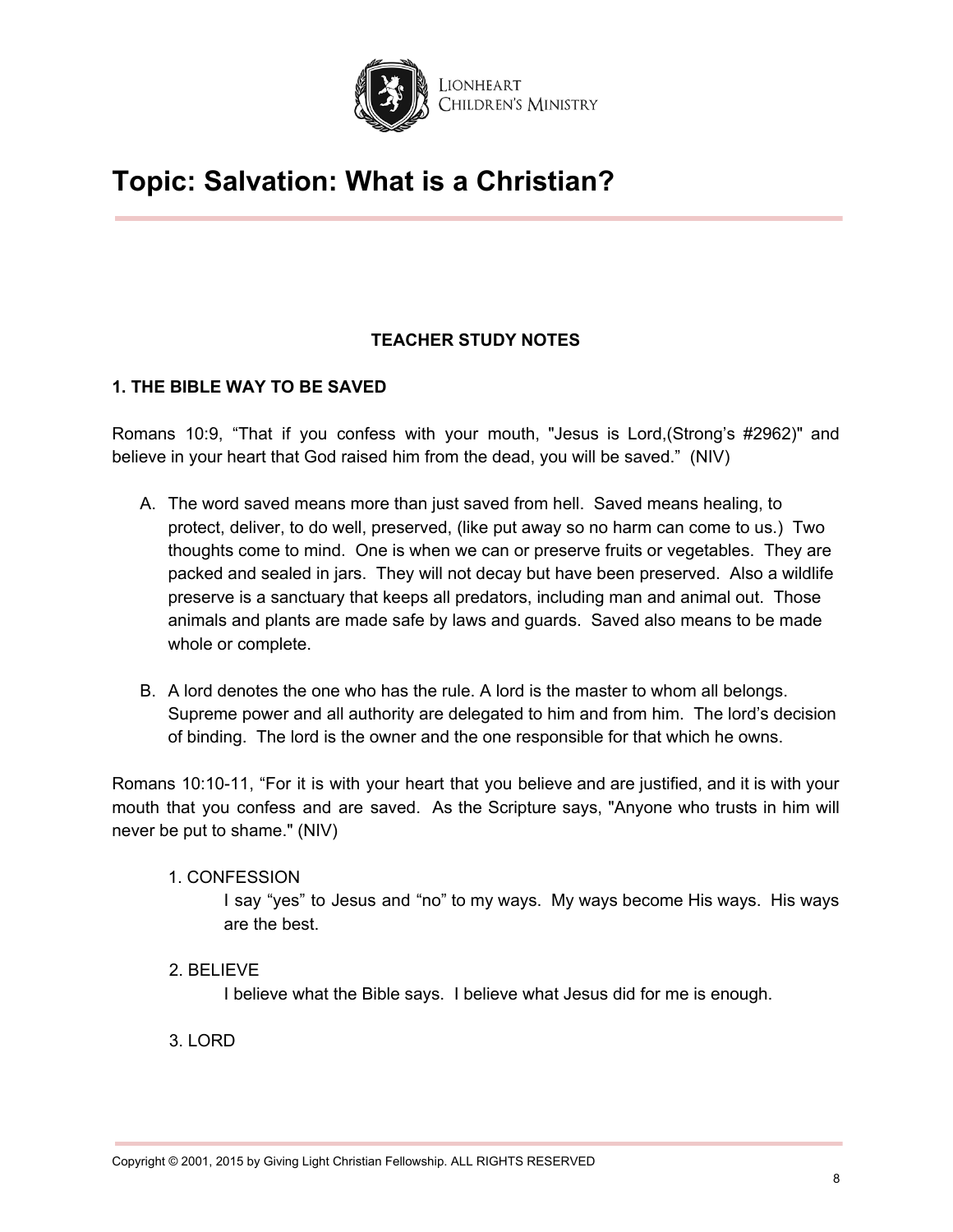# Topic: Salvation: What is a Christian?

**TEACHER STUDY NOTES**

**1. THE BIBLE WAY TO BE SAVED**

Romans 10:9, "That if you confess with your mouth, "Jesus is Lord,(Strong's #2962)" and believe in your heart that God raised him from the dead, you will be saved." (NIV)

A. The word saved means more than just saved from hell. Saved means healing, to protect, deliver, to do well, preserved, (like put away so no harm can come to us.) Two thoughts come to mind. One is when we can or preserve fruits or vegetables. They are packed and sealed in jars. They will not decay but have been preserved. Also a wildlife preserve is a sanctuary that keeps all predators, including man and animal out. Those animals and plants are made safe by laws and guards. Saved also means to be made whole or complete.

B. A lord denotes the one who has the rule. A lord is the master to whom all belongs. Supreme power and all authority are delegated to him and from him. The lord's decision of binding. The lord is the owner and the one responsible for that which he owns.

Romans 10:10-11, "For it is with your heart that you believe and are justified, and it is with your mouth that you confess and are saved. As the Scripture says, "Anyone who trusts in him will never be put to shame." (NIV)

1. CONFESSION

   I say "yes" to Jesus and "no" to my ways. My ways become His ways. His ways are the best.

2. BELIEVE

   I believe what the Bible says. I believe what Jesus did for me is enough.

3. LORD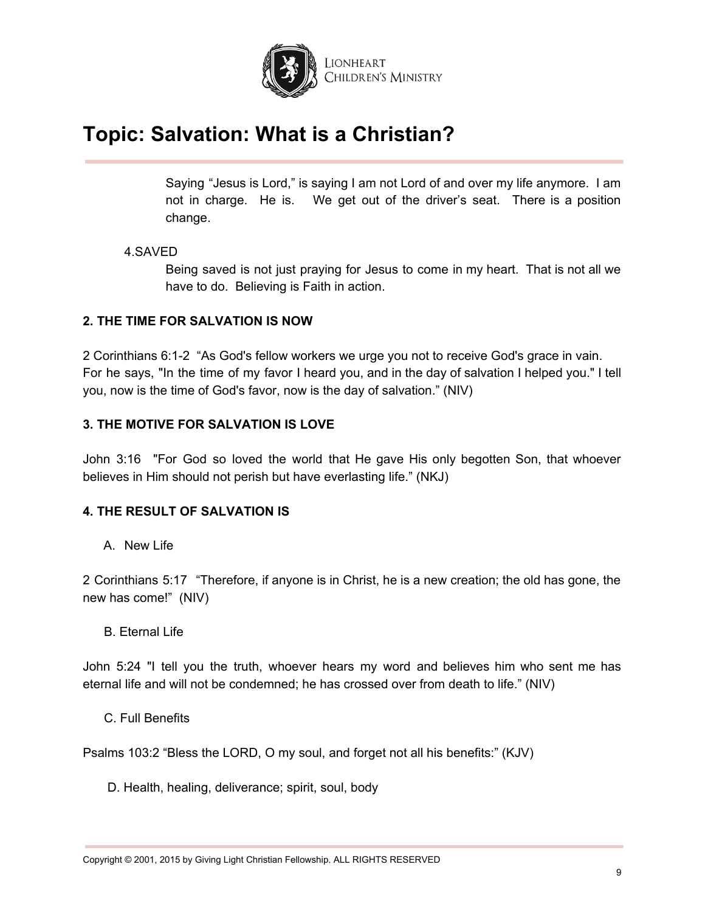Saying "Jesus is Lord," is saying I am not Lord of and over my life anymore. I am not in charge. He is. We get out of the driver's seat. There is a position change.

4.SAVED

Being saved is not just praying for Jesus to come in my heart. That is not all we have to do. Believing is Faith in action.

**2. THE TIME FOR SALVATION IS NOW**

2 Corinthians 6:1-2 "As God's fellow workers we urge you not to receive God's grace in vain. For he says, "In the time of my favor I heard you, and in the day of salvation I helped you." I tell you, now is the time of God's favor, now is the day of salvation." (NIV)

**3. THE MOTIVE FOR SALVATION IS LOVE**

John 3:16 "For God so loved the world that He gave His only begotten Son, that whoever believes in Him should not perish but have everlasting life." (NKJ)

**4. THE RESULT OF SALVATION IS**

A. New Life

2 Corinthians 5:17 "Therefore, if anyone is in Christ, he is a new creation; the old has gone, the new has come!" (NIV)

B. Eternal Life

John 5:24 "I tell you the truth, whoever hears my word and believes him who sent me has eternal life and will not be condemned; he has crossed over from death to life." (NIV)

C. Full Benefits

Psalms 103:2 "Bless the LORD, O my soul, and forget not all his benefits:" (KJV)

D. Health, healing, deliverance; spirit, soul, body

Copyright © 2001, 2015 by Giving Light Christian Fellowship. ALL RIGHTS RESERVED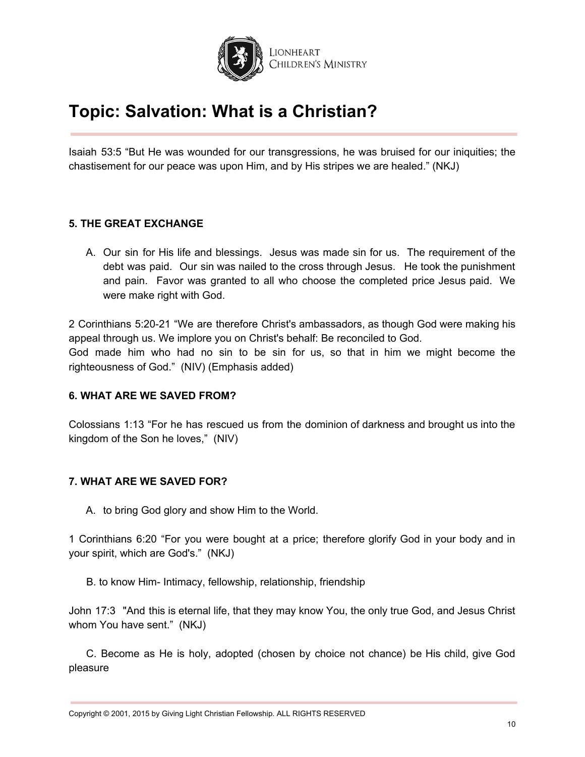# Topic: Salvation: What is a Christian?

Isaiah 53:5 “But He was wounded for our transgressions, he was bruised for our iniquities; the chastisement for our peace was upon Him, and by His stripes we are healed.” (NKJ)

**5. THE GREAT EXCHANGE**

A. Our sin for His life and blessings. Jesus was made sin for us. The requirement of the debt was paid. Our sin was nailed to the cross through Jesus. He took the punishment and pain. Favor was granted to all who choose the completed price Jesus paid. We were make right with God.

2 Corinthians 5:20-21 “We are therefore Christ's ambassadors, as though God were making his appeal through us. We implore you on Christ's behalf: Be reconciled to God.
God made him who had no sin to be sin for us, so that in him we might become the righteousness of God.” (NIV) (Emphasis added)

**6. WHAT ARE WE SAVED FROM?**

Colossians 1:13 “For he has rescued us from the dominion of darkness and brought us into the kingdom of the Son he loves,” (NIV)

**7. WHAT ARE WE SAVED FOR?**

A. to bring God glory and show Him to the World.

1 Corinthians 6:20 “For you were bought at a price; therefore glorify God in your body and in your spirit, which are God's.” (NKJ)

B. to know Him- Intimacy, fellowship, relationship, friendship

John 17:3 "And this is eternal life, that they may know You, the only true God, and Jesus Christ whom You have sent.” (NKJ)

C. Become as He is holy, adopted (chosen by choice not chance) be His child, give God pleasure

Copyright © 2001, 2015 by Giving Light Christian Fellowship. ALL RIGHTS RESERVED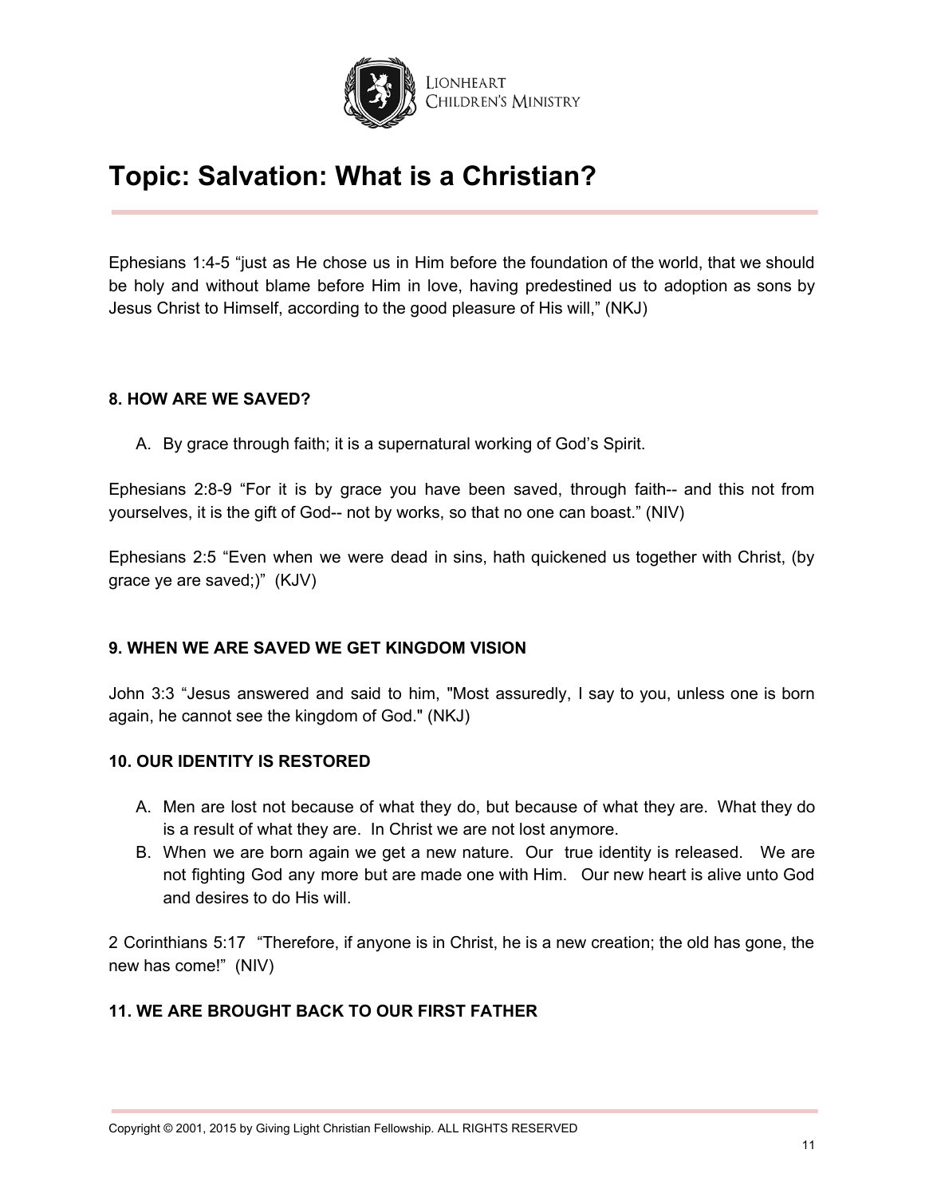# Topic: Salvation: What is a Christian?

Ephesians 1:4-5 “just as He chose us in Him before the foundation of the world, that we should be holy and without blame before Him in love, having predestined us to adoption as sons by Jesus Christ to Himself, according to the good pleasure of His will,” (NKJ)

**8. HOW ARE WE SAVED?**

A. By grace through faith; it is a supernatural working of God’s Spirit.

Ephesians 2:8-9 “For it is by grace you have been saved, through faith-- and this not from yourselves, it is the gift of God-- not by works, so that no one can boast.” (NIV)

Ephesians 2:5 “Even when we were dead in sins, hath quickened us together with Christ, (by grace ye are saved;)” (KJV)

**9. WHEN WE ARE SAVED WE GET KINGDOM VISION**

John 3:3 “Jesus answered and said to him, "Most assuredly, I say to you, unless one is born again, he cannot see the kingdom of God." (NKJ)

**10. OUR IDENTITY IS RESTORED**

A. Men are lost not because of what they do, but because of what they are. What they do is a result of what they are. In Christ we are not lost anymore.
B. When we are born again we get a new nature. Our true identity is released. We are not fighting God any more but are made one with Him. Our new heart is alive unto God and desires to do His will.

2 Corinthians 5:17 “Therefore, if anyone is in Christ, he is a new creation; the old has gone, the new has come!” (NIV)

**11. WE ARE BROUGHT BACK TO OUR FIRST FATHER**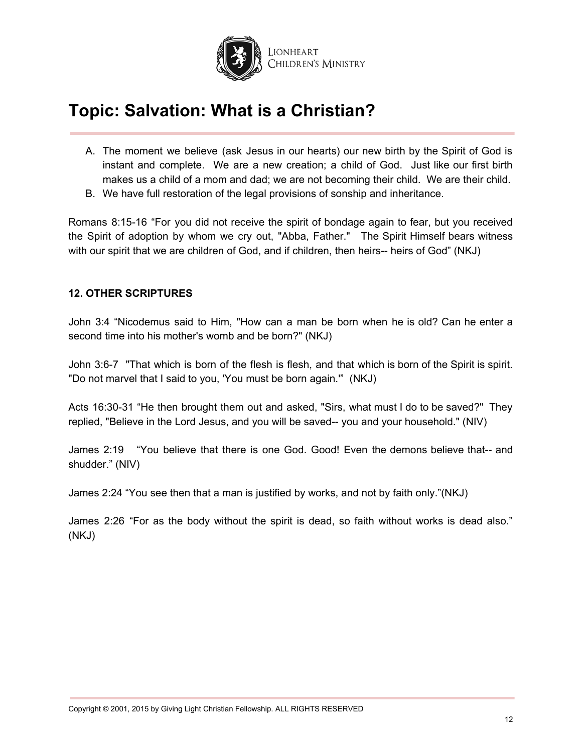# Topic: Salvation: What is a Christian?

A. The moment we believe (ask Jesus in our hearts) our new birth by the Spirit of God is instant and complete. We are a new creation; a child of God. Just like our first birth makes us a child of a mom and dad; we are not becoming their child. We are their child.
B. We have full restoration of the legal provisions of sonship and inheritance.

Romans 8:15-16 "For you did not receive the spirit of bondage again to fear, but you received the Spirit of adoption by whom we cry out, "Abba, Father." The Spirit Himself bears witness with our spirit that we are children of God, and if children, then heirs-- heirs of God" (NKJ)

**12. OTHER SCRIPTURES**

John 3:4 "Nicodemus said to Him, "How can a man be born when he is old? Can he enter a second time into his mother's womb and be born?" (NKJ)

John 3:6-7 "That which is born of the flesh is flesh, and that which is born of the Spirit is spirit. "Do not marvel that I said to you, 'You must be born again.'" (NKJ)

Acts 16:30-31 "He then brought them out and asked, "Sirs, what must I do to be saved?" They replied, "Believe in the Lord Jesus, and you will be saved-- you and your household." (NIV)

James 2:19 "You believe that there is one God. Good! Even the demons believe that-- and shudder." (NIV)

James 2:24 "You see then that a man is justified by works, and not by faith only."(NKJ)

James 2:26 "For as the body without the spirit is dead, so faith without works is dead also." (NKJ)

Copyright © 2001, 2015 by Giving Light Christian Fellowship. ALL RIGHTS RESERVED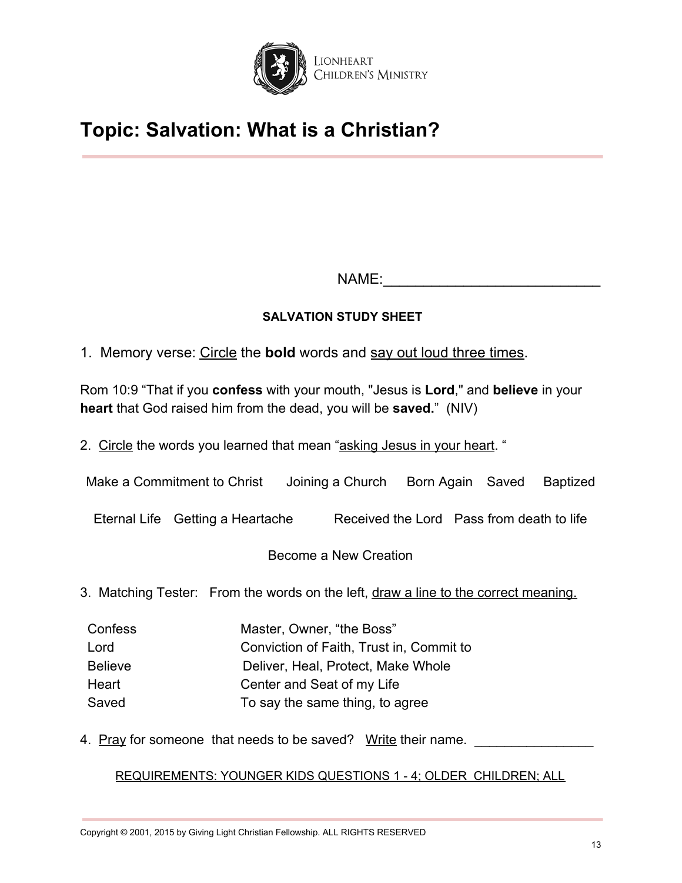Lionheart Children's Ministry

# Topic: Salvation: What is a Christian?

NAME:___________________________

**SALVATION STUDY SHEET**

1. Memory verse: <u>Circle</u> the **bold** words and <u>say out loud three times</u>.

Rom 10:9 "That if you **confess** with your mouth, "Jesus is **Lord**," and **believe** in your **heart** that God raised him from the dead, you will be **saved.**" (NIV)

2. <u>Circle</u> the words you learned that mean "<u>asking Jesus in your heart</u>. "

Make a Commitment to Christ    Joining a Church    Born Again    Saved    Baptized

Eternal Life    Getting a Heartache    Received the Lord    Pass from death to life

Become a New Creation

3. Matching Tester: From the words on the left, <u>draw a line to the correct meaning.</u>

| | |
|---|---|
| Confess | Master, Owner, "the Boss" |
| Lord | Conviction of Faith, Trust in, Commit to |
| Believe | Deliver, Heal, Protect, Make Whole |
| Heart | Center and Seat of my Life |
| Saved | To say the same thing, to agree |

4. <u>Pray</u> for someone that needs to be saved? <u>Write</u> their name. ________________

<u>REQUIREMENTS: YOUNGER KIDS QUESTIONS 1 - 4; OLDER CHILDREN; ALL</u>

Copyright © 2001, 2015 by Giving Light Christian Fellowship. ALL RIGHTS RESERVED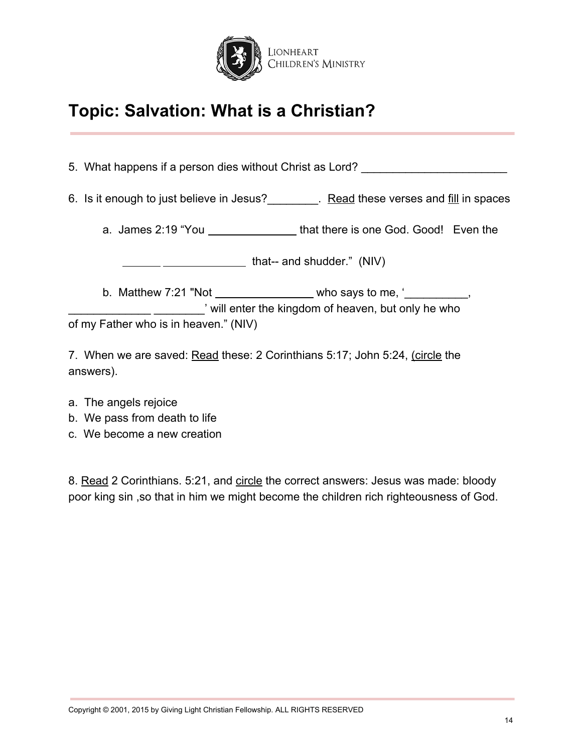# Topic: Salvation: What is a Christian?

5. What happens if a person dies without Christ as Lord? _______________________

6. Is it enough to just believe in Jesus?________. Read these verses and fill in spaces

   a. James 2:19 "You ______________ that there is one God. Good! Even the

      ______ _____________ that-- and shudder." (NIV)

   b. Matthew 7:21 "Not ________________ who says to me, '__________, _____________ ________' will enter the kingdom of heaven, but only he who of my Father who is in heaven." (NIV)

7. When we are saved: Read these: 2 Corinthians 5:17; John 5:24, (circle the answers).

a. The angels rejoice
b. We pass from death to life
c. We become a new creation

8. Read 2 Corinthians. 5:21, and circle the correct answers: Jesus was made: bloody poor king sin ,so that in him we might become the children rich righteousness of God.

Copyright © 2001, 2015 by Giving Light Christian Fellowship. ALL RIGHTS RESERVED